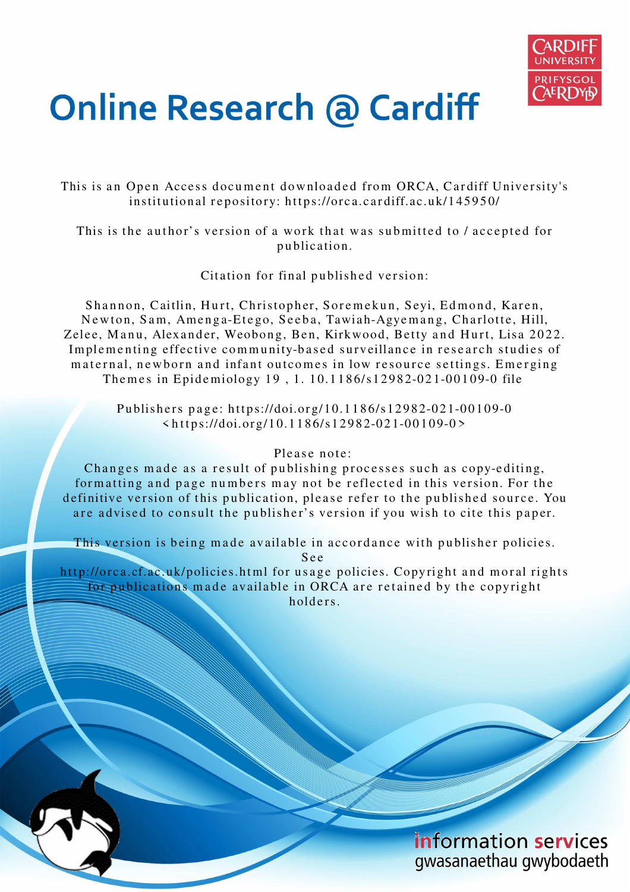# Online Research @ Cardiff

This is an Open Access document downloaded from ORCA, Cardiff University's institutional repository: https://orca.cardiff.ac.uk/145950/

This is the author's version of a work that was submitted to / accepted for publication.

Citation for final published version:

Shannon, Caitlin, Hurt, Christopher, Soremekun, Seyi, Edmond, Karen, Newton, Sam, Amenga-Etego, Seeba, Tawiah-Agyemang, Charlotte, Hill, Zelee, Manu, Alexander, Weobong, Ben, Kirkwood, Betty and Hurt, Lisa 2022. Implementing effective community-based surveillance in research studies of maternal, newborn and infant outcomes in low resource settings. Emerging Themes in Epidemiology 19 , 1. 10.1186/s12982-021-00109-0 file

Publishers page: https://doi.org/10.1186/s12982-021-00109-0 <https://doi.org/10.1186/s12982-021-00109-0>

Please note:
Changes made as a result of publishing processes such as copy-editing, formatting and page numbers may not be reflected in this version. For the definitive version of this publication, please refer to the published source. You are advised to consult the publisher's version if you wish to cite this paper.

This version is being made available in accordance with publisher policies. See http://orca.cf.ac.uk/policies.html for usage policies. Copyright and moral rights for publications made available in ORCA are retained by the copyright holders.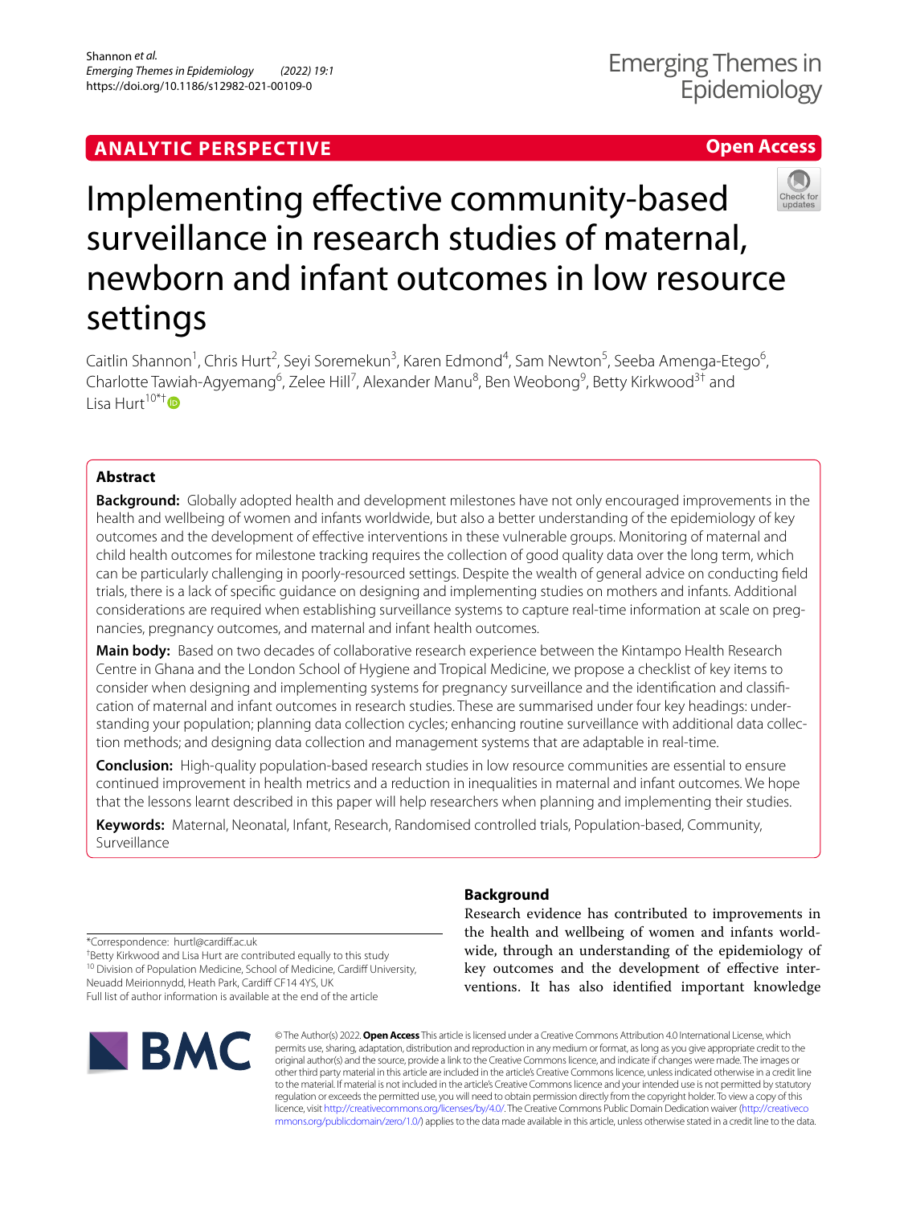# Implementing effective community-based surveillance in research studies of maternal, newborn and infant outcomes in low resource settings

Caitlin Shannon[1], Chris Hurt[2], Seyi Soremekun[3], Karen Edmond[4], Sam Newton[5], Seeba Amenga-Etego[6], Charlotte Tawiah-Agyemang[6], Zelee Hill[7], Alexander Manu[8], Ben Weobong[9], Betty Kirkwood[3†] and Lisa Hurt[10*†]

## Abstract

**Background:** Globally adopted health and development milestones have not only encouraged improvements in the health and wellbeing of women and infants worldwide, but also a better understanding of the epidemiology of key outcomes and the development of effective interventions in these vulnerable groups. Monitoring of maternal and child health outcomes for milestone tracking requires the collection of good quality data over the long term, which can be particularly challenging in poorly-resourced settings. Despite the wealth of general advice on conducting field trials, there is a lack of specific guidance on designing and implementing studies on mothers and infants. Additional considerations are required when establishing surveillance systems to capture real-time information at scale on pregnancies, pregnancy outcomes, and maternal and infant health outcomes.

**Main body:** Based on two decades of collaborative research experience between the Kintampo Health Research Centre in Ghana and the London School of Hygiene and Tropical Medicine, we propose a checklist of key items to consider when designing and implementing systems for pregnancy surveillance and the identification and classification of maternal and infant outcomes in research studies. These are summarised under four key headings: understanding your population; planning data collection cycles; enhancing routine surveillance with additional data collection methods; and designing data collection and management systems that are adaptable in real-time.

**Conclusion:** High-quality population-based research studies in low resource communities are essential to ensure continued improvement in health metrics and a reduction in inequalities in maternal and infant outcomes. We hope that the lessons learnt described in this paper will help researchers when planning and implementing their studies.

**Keywords:** Maternal, Neonatal, Infant, Research, Randomised controlled trials, Population-based, Community, Surveillance

## Background

Research evidence has contributed to improvements in the health and wellbeing of women and infants worldwide, through an understanding of the epidemiology of key outcomes and the development of effective interventions. It has also identified important knowledge

*Correspondence: hurtl@cardiff.ac.uk
†Betty Kirkwood and Lisa Hurt are contributed equally to this study
[10] Division of Population Medicine, School of Medicine, Cardiff University, Neuadd Meirionnydd, Heath Park, Cardiff CF14 4YS, UK
Full list of author information is available at the end of the article

© The Author(s) 2022. **Open Access** This article is licensed under a Creative Commons Attribution 4.0 International License, which permits use, sharing, adaptation, distribution and reproduction in any medium or format, as long as you give appropriate credit to the original author(s) and the source, provide a link to the Creative Commons licence, and indicate if changes were made. The images or other third party material in this article are included in the article's Creative Commons licence, unless indicated otherwise in a credit line to the material. If material is not included in the article's Creative Commons licence and your intended use is not permitted by statutory regulation or exceeds the permitted use, you will need to obtain permission directly from the copyright holder. To view a copy of this licence, visit http://creativecommons.org/licenses/by/4.0/. The Creative Commons Public Domain Dedication waiver (http://creativecommons.org/publicdomain/zero/1.0/) applies to the data made available in this article, unless otherwise stated in a credit line to the data.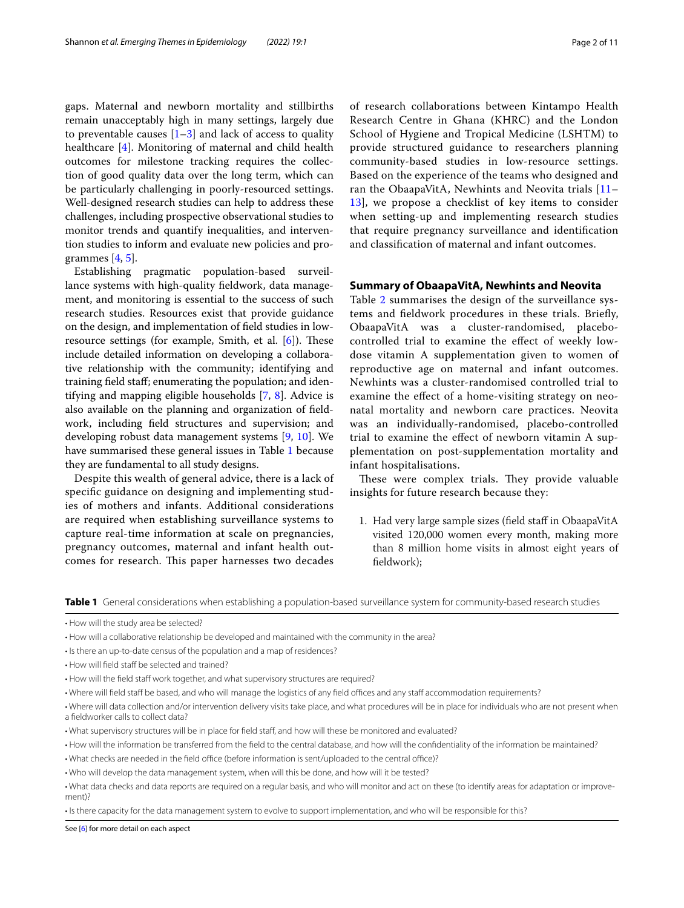gaps. Maternal and newborn mortality and stillbirths remain unacceptably high in many settings, largely due to preventable causes [1–3] and lack of access to quality healthcare [4]. Monitoring of maternal and child health outcomes for milestone tracking requires the collection of good quality data over the long term, which can be particularly challenging in poorly-resourced settings. Well-designed research studies can help to address these challenges, including prospective observational studies to monitor trends and quantify inequalities, and intervention studies to inform and evaluate new policies and programmes [4, 5].

Establishing pragmatic population-based surveillance systems with high-quality fieldwork, data management, and monitoring is essential to the success of such research studies. Resources exist that provide guidance on the design, and implementation of field studies in low-resource settings (for example, Smith, et al. [6]). These include detailed information on developing a collaborative relationship with the community; identifying and training field staff; enumerating the population; and identifying and mapping eligible households [7, 8]. Advice is also available on the planning and organization of fieldwork, including field structures and supervision; and developing robust data management systems [9, 10]. We have summarised these general issues in Table 1 because they are fundamental to all study designs.

Despite this wealth of general advice, there is a lack of specific guidance on designing and implementing studies of mothers and infants. Additional considerations are required when establishing surveillance systems to capture real-time information at scale on pregnancies, pregnancy outcomes, maternal and infant health outcomes for research. This paper harnesses two decades of research collaborations between Kintampo Health Research Centre in Ghana (KHRC) and the London School of Hygiene and Tropical Medicine (LSHTM) to provide structured guidance to researchers planning community-based studies in low-resource settings. Based on the experience of the teams who designed and ran the ObaapaVitA, Newhints and Neovita trials [11–13], we propose a checklist of key items to consider when setting-up and implementing research studies that require pregnancy surveillance and identification and classification of maternal and infant outcomes.

## Summary of ObaapaVitA, Newhints and Neovita

Table 2 summarises the design of the surveillance systems and fieldwork procedures in these trials. Briefly, ObaapaVitA was a cluster-randomised, placebo-controlled trial to examine the effect of weekly low-dose vitamin A supplementation given to women of reproductive age on maternal and infant outcomes. Newhints was a cluster-randomised controlled trial to examine the effect of a home-visiting strategy on neonatal mortality and newborn care practices. Neovita was an individually-randomised, placebo-controlled trial to examine the effect of newborn vitamin A supplementation on post-supplementation mortality and infant hospitalisations.

These were complex trials. They provide valuable insights for future research because they:

1. Had very large sample sizes (field staff in ObaapaVitA visited 120,000 women every month, making more than 8 million home visits in almost eight years of fieldwork);

**Table 1** General considerations when establishing a population-based surveillance system for community-based research studies

- How will the study area be selected?
- How will a collaborative relationship be developed and maintained with the community in the area?
- Is there an up-to-date census of the population and a map of residences?
- How will field staff be selected and trained?
- How will the field staff work together, and what supervisory structures are required?
- Where will field staff be based, and who will manage the logistics of any field offices and any staff accommodation requirements?
- Where will data collection and/or intervention delivery visits take place, and what procedures will be in place for individuals who are not present when a fieldworker calls to collect data?
- What supervisory structures will be in place for field staff, and how will these be monitored and evaluated?
- How will the information be transferred from the field to the central database, and how will the confidentiality of the information be maintained?
- What checks are needed in the field office (before information is sent/uploaded to the central office)?
- Who will develop the data management system, when will this be done, and how will it be tested?
- What data checks and data reports are required on a regular basis, and who will monitor and act on these (to identify areas for adaptation or improvement)?
- Is there capacity for the data management system to evolve to support implementation, and who will be responsible for this?

See [6] for more detail on each aspect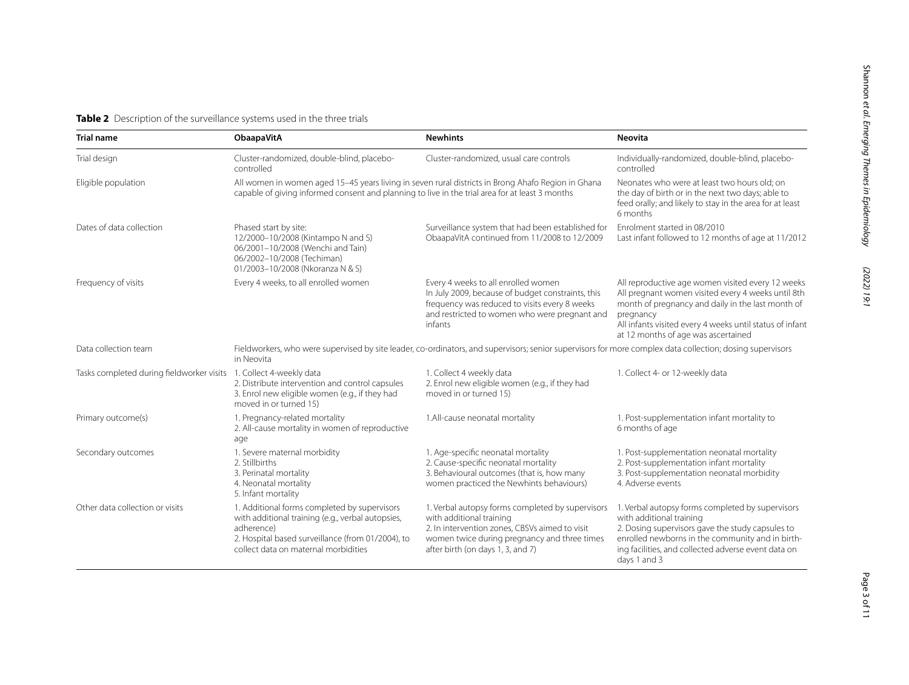**Table 2** Description of the surveillance systems used in the three trials

| Trial name | ObaapaVitA | Newhints | Neovita |
|---|---|---|---|
| Trial design | Cluster-randomized, double-blind, placebo-controlled | Cluster-randomized, usual care controls | Individually-randomized, double-blind, placebo-controlled |
| Eligible population | All women in women aged 15–45 years living in seven rural districts in Brong Ahafo Region in Ghana capable of giving informed consent and planning to live in the trial area for at least 3 months | | Neonates who were at least two hours old; on the day of birth or in the next two days; able to feed orally; and likely to stay in the area for at least 6 months |
| Dates of data collection | Phased start by site:<br>12/2000–10/2008 (Kintampo N and S)<br>06/2001–10/2008 (Wenchi and Tain)<br>06/2002–10/2008 (Techiman)<br>01/2003–10/2008 (Nkoranza N & S) | Surveillance system that had been established for ObaapaVitA continued from 11/2008 to 12/2009 | Enrolment started in 08/2010<br>Last infant followed to 12 months of age at 11/2012 |
| Frequency of visits | Every 4 weeks, to all enrolled women | Every 4 weeks to all enrolled women<br>In July 2009, because of budget constraints, this frequency was reduced to visits every 8 weeks and restricted to women who were pregnant and infants | All reproductive age women visited every 12 weeks<br>All pregnant women visited every 4 weeks until 8th month of pregnancy and daily in the last month of pregnancy<br>All infants visited every 4 weeks until status of infant at 12 months of age was ascertained |
| Data collection team | Fieldworkers, who were supervised by site leader, co-ordinators, and supervisors; senior supervisors for more complex data collection; dosing supervisors in Neovita | | |
| Tasks completed during fieldworker visits | 1. Collect 4-weekly data<br>2. Distribute intervention and control capsules<br>3. Enrol new eligible women (e.g., if they had moved in or turned 15) | 1. Collect 4 weekly data<br>2. Enrol new eligible women (e.g., if they had moved in or turned 15) | 1. Collect 4- or 12-weekly data |
| Primary outcome(s) | 1. Pregnancy-related mortality<br>2. All-cause mortality in women of reproductive age | 1.All-cause neonatal mortality | 1. Post-supplementation infant mortality to 6 months of age |
| Secondary outcomes | 1. Severe maternal morbidity<br>2. Stillbirths<br>3. Perinatal mortality<br>4. Neonatal mortality<br>5. Infant mortality | 1. Age-specific neonatal mortality<br>2. Cause-specific neonatal mortality<br>3. Behavioural outcomes (that is, how many women practiced the Newhints behaviours) | 1. Post-supplementation neonatal mortality<br>2. Post-supplementation infant mortality<br>3. Post-supplementation neonatal morbidity<br>4. Adverse events |
| Other data collection or visits | 1. Additional forms completed by supervisors with additional training (e.g., verbal autopsies, adherence)<br>2. Hospital based surveillance (from 01/2004), to collect data on maternal morbidities | 1. Verbal autopsy forms completed by supervisors with additional training<br>2. In intervention zones, CBSVs aimed to visit women twice during pregnancy and three times after birth (on days 1, 3, and 7) | 1. Verbal autopsy forms completed by supervisors with additional training<br>2. Dosing supervisors gave the study capsules to enrolled newborns in the community and in birthing facilities, and collected adverse event data on days 1 and 3 |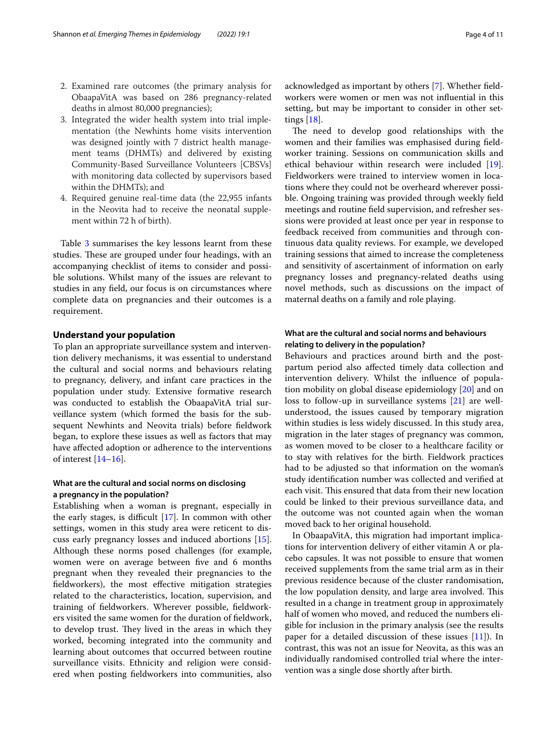2. Examined rare outcomes (the primary analysis for ObaapaVitA was based on 286 pregnancy-related deaths in almost 80,000 pregnancies);
3. Integrated the wider health system into trial implementation (the Newhints home visits intervention was designed jointly with 7 district health management teams (DHMTs) and delivered by existing Community-Based Surveillance Volunteers [CBSVs] with monitoring data collected by supervisors based within the DHMTs); and
4. Required genuine real-time data (the 22,955 infants in the Neovita had to receive the neonatal supplement within 72 h of birth).

Table 3 summarises the key lessons learnt from these studies. These are grouped under four headings, with an accompanying checklist of items to consider and possible solutions. Whilst many of the issues are relevant to studies in any field, our focus is on circumstances where complete data on pregnancies and their outcomes is a requirement.

## Understand your population

To plan an appropriate surveillance system and intervention delivery mechanisms, it was essential to understand the cultural and social norms and behaviours relating to pregnancy, delivery, and infant care practices in the population under study. Extensive formative research was conducted to establish the ObaapaVitA trial surveillance system (which formed the basis for the subsequent Newhints and Neovita trials) before fieldwork began, to explore these issues as well as factors that may have affected adoption or adherence to the interventions of interest [14–16].

### What are the cultural and social norms on disclosing a pregnancy in the population?

Establishing when a woman is pregnant, especially in the early stages, is difficult [17]. In common with other settings, women in this study area were reticent to discuss early pregnancy losses and induced abortions [15]. Although these norms posed challenges (for example, women were on average between five and 6 months pregnant when they revealed their pregnancies to the fieldworkers), the most effective mitigation strategies related to the characteristics, location, supervision, and training of fieldworkers. Wherever possible, fieldworkers visited the same women for the duration of fieldwork, to develop trust. They lived in the areas in which they worked, becoming integrated into the community and learning about outcomes that occurred between routine surveillance visits. Ethnicity and religion were considered when posting fieldworkers into communities, also acknowledged as important by others [7]. Whether fieldworkers were women or men was not influential in this setting, but may be important to consider in other settings [18].

The need to develop good relationships with the women and their families was emphasised during fieldworker training. Sessions on communication skills and ethical behaviour within research were included [19]. Fieldworkers were trained to interview women in locations where they could not be overheard wherever possible. Ongoing training was provided through weekly field meetings and routine field supervision, and refresher sessions were provided at least once per year in response to feedback received from communities and through continuous data quality reviews. For example, we developed training sessions that aimed to increase the completeness and sensitivity of ascertainment of information on early pregnancy losses and pregnancy-related deaths using novel methods, such as discussions on the impact of maternal deaths on a family and role playing.

### What are the cultural and social norms and behaviours relating to delivery in the population?

Behaviours and practices around birth and the postpartum period also affected timely data collection and intervention delivery. Whilst the influence of population mobility on global disease epidemiology [20] and on loss to follow-up in surveillance systems [21] are well-understood, the issues caused by temporary migration within studies is less widely discussed. In this study area, migration in the later stages of pregnancy was common, as women moved to be closer to a healthcare facility or to stay with relatives for the birth. Fieldwork practices had to be adjusted so that information on the woman's study identification number was collected and verified at each visit. This ensured that data from their new location could be linked to their previous surveillance data, and the outcome was not counted again when the woman moved back to her original household.

In ObaapaVitA, this migration had important implications for intervention delivery of either vitamin A or placebo capsules. It was not possible to ensure that women received supplements from the same trial arm as in their previous residence because of the cluster randomisation, the low population density, and large area involved. This resulted in a change in treatment group in approximately half of women who moved, and reduced the numbers eligible for inclusion in the primary analysis (see the results paper for a detailed discussion of these issues [11]). In contrast, this was not an issue for Neovita, as this was an individually randomised controlled trial where the intervention was a single dose shortly after birth.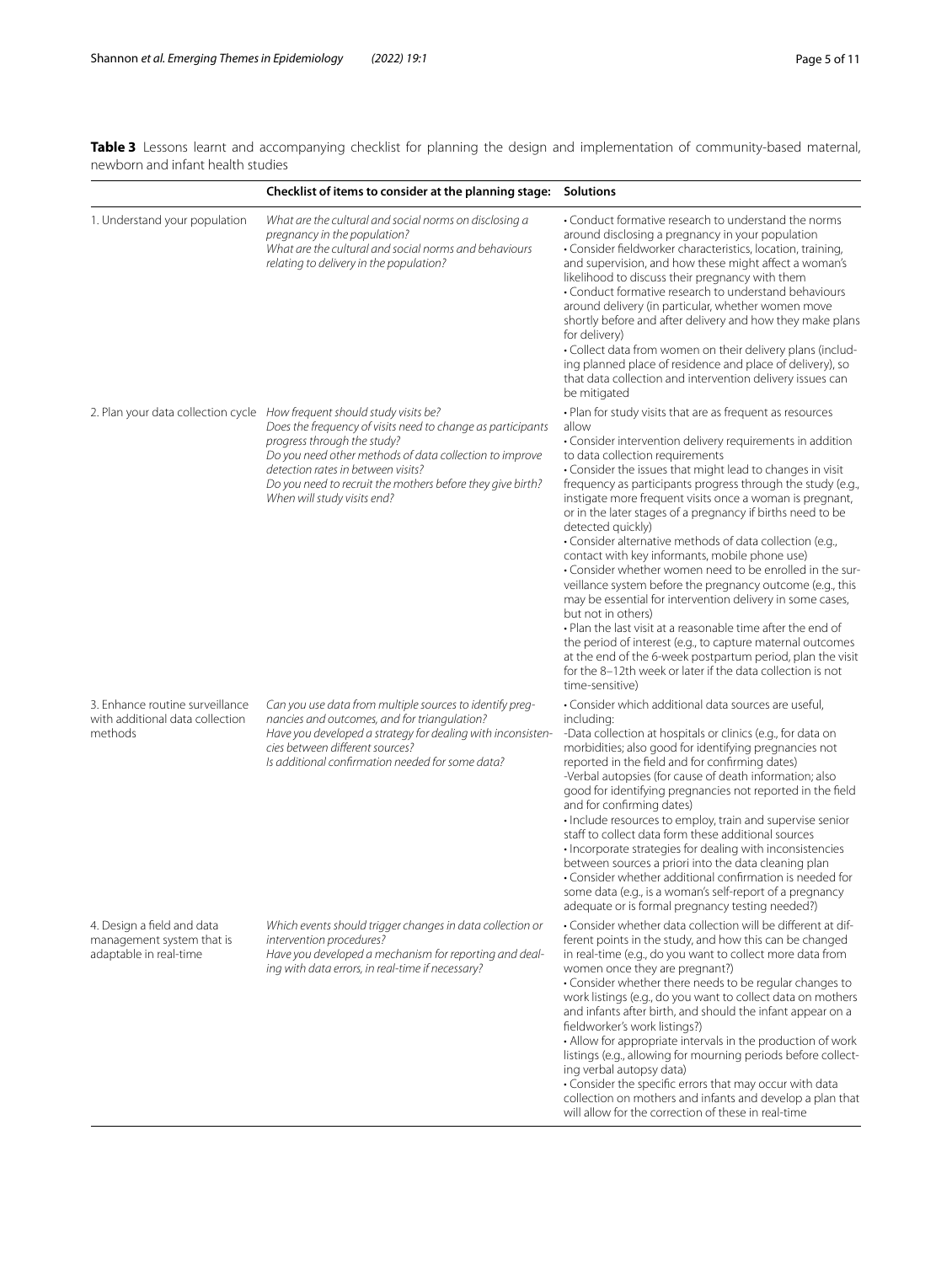**Table 3** Lessons learnt and accompanying checklist for planning the design and implementation of community-based maternal, newborn and infant health studies

| | Checklist of items to consider at the planning stage: | Solutions |
|---|---|---|
| 1. Understand your population | *What are the cultural and social norms on disclosing a pregnancy in the population?*<br>*What are the cultural and social norms and behaviours relating to delivery in the population?* | • Conduct formative research to understand the norms around disclosing a pregnancy in your population<br>• Consider fieldworker characteristics, location, training, and supervision, and how these might affect a woman's likelihood to discuss their pregnancy with them<br>• Conduct formative research to understand behaviours around delivery (in particular, whether women move shortly before and after delivery and how they make plans for delivery)<br>• Collect data from women on their delivery plans (including planned place of residence and place of delivery), so that data collection and intervention delivery issues can be mitigated |
| 2. Plan your data collection cycle | *How frequent should study visits be?*<br>*Does the frequency of visits need to change as participants progress through the study?*<br>*Do you need other methods of data collection to improve detection rates in between visits?*<br>*Do you need to recruit the mothers before they give birth?*<br>*When will study visits end?* | • Plan for study visits that are as frequent as resources allow<br>• Consider intervention delivery requirements in addition to data collection requirements<br>• Consider the issues that might lead to changes in visit frequency as participants progress through the study (e.g., instigate more frequent visits once a woman is pregnant, or in the later stages of a pregnancy if births need to be detected quickly)<br>• Consider alternative methods of data collection (e.g., contact with key informants, mobile phone use)<br>• Consider whether women need to be enrolled in the surveillance system before the pregnancy outcome (e.g., this may be essential for intervention delivery in some cases, but not in others)<br>• Plan the last visit at a reasonable time after the end of the period of interest (e.g., to capture maternal outcomes at the end of the 6-week postpartum period, plan the visit for the 8–12th week or later if the data collection is not time-sensitive) |
| 3. Enhance routine surveillance with additional data collection methods | *Can you use data from multiple sources to identify pregnancies and outcomes, and for triangulation?*<br>*Have you developed a strategy for dealing with inconsistencies between different sources?*<br>*Is additional confirmation needed for some data?* | • Consider which additional data sources are useful, including:<br>-Data collection at hospitals or clinics (e.g., for data on morbidities; also good for identifying pregnancies not reported in the field and for confirming dates)<br>-Verbal autopsies (for cause of death information; also good for identifying pregnancies not reported in the field and for confirming dates)<br>• Include resources to employ, train and supervise senior staff to collect data form these additional sources<br>• Incorporate strategies for dealing with inconsistencies between sources a priori into the data cleaning plan<br>• Consider whether additional confirmation is needed for some data (e.g., is a woman's self-report of a pregnancy adequate or is formal pregnancy testing needed?) |
| 4. Design a field and data management system that is adaptable in real-time | *Which events should trigger changes in data collection or intervention procedures?*<br>*Have you developed a mechanism for reporting and dealing with data errors, in real-time if necessary?* | • Consider whether data collection will be different at different points in the study, and how this can be changed in real-time (e.g., do you want to collect more data from women once they are pregnant?)<br>• Consider whether there needs to be regular changes to work listings (e.g., do you want to collect data on mothers and infants after birth, and should the infant appear on a fieldworker's work listings?)<br>• Allow for appropriate intervals in the production of work listings (e.g., allowing for mourning periods before collecting verbal autopsy data)<br>• Consider the specific errors that may occur with data collection on mothers and infants and develop a plan that will allow for the correction of these in real-time |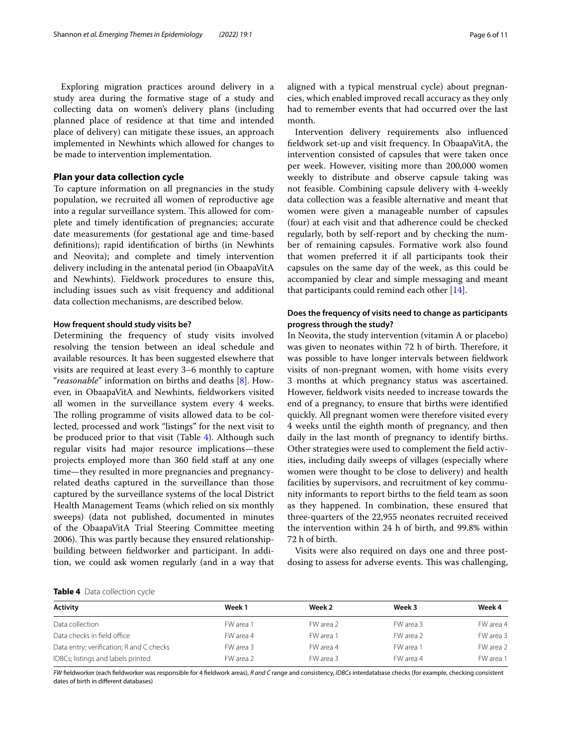Exploring migration practices around delivery in a study area during the formative stage of a study and collecting data on women's delivery plans (including planned place of residence at that time and intended place of delivery) can mitigate these issues, an approach implemented in Newhints which allowed for changes to be made to intervention implementation.

## Plan your data collection cycle

To capture information on all pregnancies in the study population, we recruited all women of reproductive age into a regular surveillance system. This allowed for complete and timely identification of pregnancies; accurate date measurements (for gestational age and time-based definitions); rapid identification of births (in Newhints and Neovita); and complete and timely intervention delivery including in the antenatal period (in ObaapaVitA and Newhints). Fieldwork procedures to ensure this, including issues such as visit frequency and additional data collection mechanisms, are described below.

### How frequent should study visits be?

Determining the frequency of study visits involved resolving the tension between an ideal schedule and available resources. It has been suggested elsewhere that visits are required at least every 3–6 monthly to capture "*reasonable*" information on births and deaths [8]. However, in ObaapaVitA and Newhints, fieldworkers visited all women in the surveillance system every 4 weeks. The rolling programme of visits allowed data to be collected, processed and work "listings" for the next visit to be produced prior to that visit (Table 4). Although such regular visits had major resource implications—these projects employed more than 360 field staff at any one time—they resulted in more pregnancies and pregnancy-related deaths captured in the surveillance than those captured by the surveillance systems of the local District Health Management Teams (which relied on six monthly sweeps) (data not published, documented in minutes of the ObaapaVitA Trial Steering Committee meeting 2006). This was partly because they ensured relationship-building between fieldworker and participant. In addition, we could ask women regularly (and in a way that aligned with a typical menstrual cycle) about pregnancies, which enabled improved recall accuracy as they only had to remember events that had occurred over the last month.

Intervention delivery requirements also influenced fieldwork set-up and visit frequency. In ObaapaVitA, the intervention consisted of capsules that were taken once per week. However, visiting more than 200,000 women weekly to distribute and observe capsule taking was not feasible. Combining capsule delivery with 4-weekly data collection was a feasible alternative and meant that women were given a manageable number of capsules (four) at each visit and that adherence could be checked regularly, both by self-report and by checking the number of remaining capsules. Formative work also found that women preferred it if all participants took their capsules on the same day of the week, as this could be accompanied by clear and simple messaging and meant that participants could remind each other [14].

### Does the frequency of visits need to change as participants progress through the study?

In Neovita, the study intervention (vitamin A or placebo) was given to neonates within 72 h of birth. Therefore, it was possible to have longer intervals between fieldwork visits of non-pregnant women, with home visits every 3 months at which pregnancy status was ascertained. However, fieldwork visits needed to increase towards the end of a pregnancy, to ensure that births were identified quickly. All pregnant women were therefore visited every 4 weeks until the eighth month of pregnancy, and then daily in the last month of pregnancy to identify births. Other strategies were used to complement the field activities, including daily sweeps of villages (especially where women were thought to be close to delivery) and health facilities by supervisors, and recruitment of key community informants to report births to the field team as soon as they happened. In combination, these ensured that three-quarters of the 22,955 neonates recruited received the intervention within 24 h of birth, and 99.8% within 72 h of birth.

Visits were also required on days one and three post-dosing to assess for adverse events. This was challenging,

**Table 4** Data collection cycle

| Activity | Week 1 | Week 2 | Week 3 | Week 4 |
|---|---|---|---|---|
| Data collection | FW area 1 | FW area 2 | FW area 3 | FW area 4 |
| Data checks in field office | FW area 4 | FW area 1 | FW area 2 | FW area 3 |
| Data entry; verification; R and C checks | FW area 3 | FW area 4 | FW area 1 | FW area 2 |
| IDBCs; listings and labels printed | FW area 2 | FW area 3 | FW area 4 | FW area 1 |

*FW* fieldworker (each fieldworker was responsible for 4 fieldwork areas), *R and C* range and consistency, *IDBCs* interdatabase checks (for example, checking consistent dates of birth in different databases)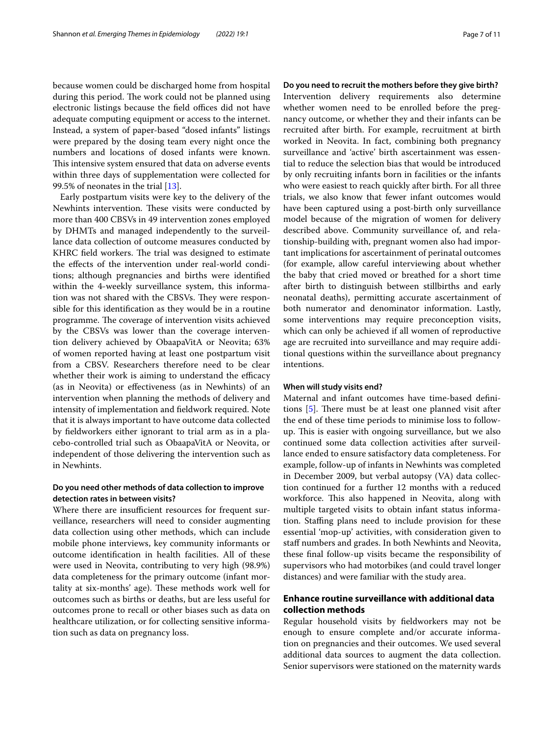because women could be discharged home from hospital during this period. The work could not be planned using electronic listings because the field offices did not have adequate computing equipment or access to the internet. Instead, a system of paper-based "dosed infants" listings were prepared by the dosing team every night once the numbers and locations of dosed infants were known. This intensive system ensured that data on adverse events within three days of supplementation were collected for 99.5% of neonates in the trial [13].

Early postpartum visits were key to the delivery of the Newhints intervention. These visits were conducted by more than 400 CBSVs in 49 intervention zones employed by DHMTs and managed independently to the surveillance data collection of outcome measures conducted by KHRC field workers. The trial was designed to estimate the effects of the intervention under real-world conditions; although pregnancies and births were identified within the 4-weekly surveillance system, this information was not shared with the CBSVs. They were responsible for this identification as they would be in a routine programme. The coverage of intervention visits achieved by the CBSVs was lower than the coverage intervention delivery achieved by ObaapaVitA or Neovita; 63% of women reported having at least one postpartum visit from a CBSV. Researchers therefore need to be clear whether their work is aiming to understand the efficacy (as in Neovita) or effectiveness (as in Newhints) of an intervention when planning the methods of delivery and intensity of implementation and fieldwork required. Note that it is always important to have outcome data collected by fieldworkers either ignorant to trial arm as in a placebo-controlled trial such as ObaapaVitA or Neovita, or independent of those delivering the intervention such as in Newhints.

#### Do you need other methods of data collection to improve detection rates in between visits?

Where there are insufficient resources for frequent surveillance, researchers will need to consider augmenting data collection using other methods, which can include mobile phone interviews, key community informants or outcome identification in health facilities. All of these were used in Neovita, contributing to very high (98.9%) data completeness for the primary outcome (infant mortality at six-months' age). These methods work well for outcomes such as births or deaths, but are less useful for outcomes prone to recall or other biases such as data on healthcare utilization, or for collecting sensitive information such as data on pregnancy loss.

#### Do you need to recruit the mothers before they give birth?

Intervention delivery requirements also determine whether women need to be enrolled before the pregnancy outcome, or whether they and their infants can be recruited after birth. For example, recruitment at birth worked in Neovita. In fact, combining both pregnancy surveillance and 'active' birth ascertainment was essential to reduce the selection bias that would be introduced by only recruiting infants born in facilities or the infants who were easiest to reach quickly after birth. For all three trials, we also know that fewer infant outcomes would have been captured using a post-birth only surveillance model because of the migration of women for delivery described above. Community surveillance of, and relationship-building with, pregnant women also had important implications for ascertainment of perinatal outcomes (for example, allow careful interviewing about whether the baby that cried moved or breathed for a short time after birth to distinguish between stillbirths and early neonatal deaths), permitting accurate ascertainment of both numerator and denominator information. Lastly, some interventions may require preconception visits, which can only be achieved if all women of reproductive age are recruited into surveillance and may require additional questions within the surveillance about pregnancy intentions.

#### When will study visits end?

Maternal and infant outcomes have time-based definitions [5]. There must be at least one planned visit after the end of these time periods to minimise loss to follow-up. This is easier with ongoing surveillance, but we also continued some data collection activities after surveillance ended to ensure satisfactory data completeness. For example, follow-up of infants in Newhints was completed in December 2009, but verbal autopsy (VA) data collection continued for a further 12 months with a reduced workforce. This also happened in Neovita, along with multiple targeted visits to obtain infant status information. Staffing plans need to include provision for these essential 'mop-up' activities, with consideration given to staff numbers and grades. In both Newhints and Neovita, these final follow-up visits became the responsibility of supervisors who had motorbikes (and could travel longer distances) and were familiar with the study area.

### Enhance routine surveillance with additional data collection methods

Regular household visits by fieldworkers may not be enough to ensure complete and/or accurate information on pregnancies and their outcomes. We used several additional data sources to augment the data collection. Senior supervisors were stationed on the maternity wards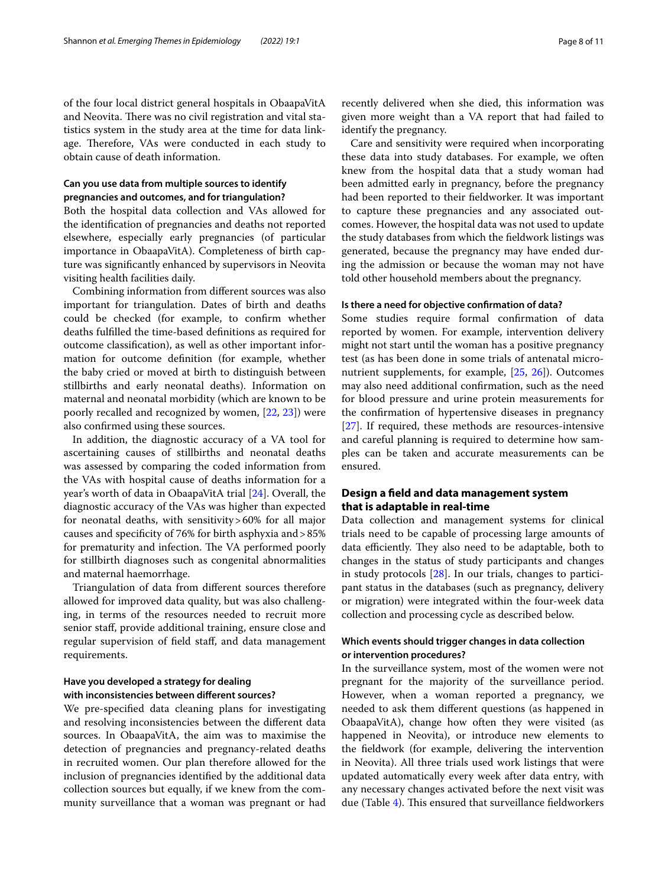of the four local district general hospitals in ObaapaVitA and Neovita. There was no civil registration and vital statistics system in the study area at the time for data linkage. Therefore, VAs were conducted in each study to obtain cause of death information.

### Can you use data from multiple sources to identify pregnancies and outcomes, and for triangulation?

Both the hospital data collection and VAs allowed for the identification of pregnancies and deaths not reported elsewhere, especially early pregnancies (of particular importance in ObaapaVitA). Completeness of birth capture was significantly enhanced by supervisors in Neovita visiting health facilities daily.

Combining information from different sources was also important for triangulation. Dates of birth and deaths could be checked (for example, to confirm whether deaths fulfilled the time-based definitions as required for outcome classification), as well as other important information for outcome definition (for example, whether the baby cried or moved at birth to distinguish between stillbirths and early neonatal deaths). Information on maternal and neonatal morbidity (which are known to be poorly recalled and recognized by women, [22, 23]) were also confirmed using these sources.

In addition, the diagnostic accuracy of a VA tool for ascertaining causes of stillbirths and neonatal deaths was assessed by comparing the coded information from the VAs with hospital cause of deaths information for a year's worth of data in ObaapaVitA trial [24]. Overall, the diagnostic accuracy of the VAs was higher than expected for neonatal deaths, with sensitivity > 60% for all major causes and specificity of 76% for birth asphyxia and > 85% for prematurity and infection. The VA performed poorly for stillbirth diagnoses such as congenital abnormalities and maternal haemorrhage.

Triangulation of data from different sources therefore allowed for improved data quality, but was also challenging, in terms of the resources needed to recruit more senior staff, provide additional training, ensure close and regular supervision of field staff, and data management requirements.

### Have you developed a strategy for dealing with inconsistencies between different sources?

We pre-specified data cleaning plans for investigating and resolving inconsistencies between the different data sources. In ObaapaVitA, the aim was to maximise the detection of pregnancies and pregnancy-related deaths in recruited women. Our plan therefore allowed for the inclusion of pregnancies identified by the additional data collection sources but equally, if we knew from the community surveillance that a woman was pregnant or had recently delivered when she died, this information was given more weight than a VA report that had failed to identify the pregnancy.

Care and sensitivity were required when incorporating these data into study databases. For example, we often knew from the hospital data that a study woman had been admitted early in pregnancy, before the pregnancy had been reported to their fieldworker. It was important to capture these pregnancies and any associated outcomes. However, the hospital data was not used to update the study databases from which the fieldwork listings was generated, because the pregnancy may have ended during the admission or because the woman may not have told other household members about the pregnancy.

### Is there a need for objective confirmation of data?

Some studies require formal confirmation of data reported by women. For example, intervention delivery might not start until the woman has a positive pregnancy test (as has been done in some trials of antenatal micronutrient supplements, for example, [25, 26]). Outcomes may also need additional confirmation, such as the need for blood pressure and urine protein measurements for the confirmation of hypertensive diseases in pregnancy [27]. If required, these methods are resources-intensive and careful planning is required to determine how samples can be taken and accurate measurements can be ensured.

## Design a field and data management system that is adaptable in real-time

Data collection and management systems for clinical trials need to be capable of processing large amounts of data efficiently. They also need to be adaptable, both to changes in the status of study participants and changes in study protocols [28]. In our trials, changes to participant status in the databases (such as pregnancy, delivery or migration) were integrated within the four-week data collection and processing cycle as described below.

### Which events should trigger changes in data collection or intervention procedures?

In the surveillance system, most of the women were not pregnant for the majority of the surveillance period. However, when a woman reported a pregnancy, we needed to ask them different questions (as happened in ObaapaVitA), change how often they were visited (as happened in Neovita), or introduce new elements to the fieldwork (for example, delivering the intervention in Neovita). All three trials used work listings that were updated automatically every week after data entry, with any necessary changes activated before the next visit was due (Table 4). This ensured that surveillance fieldworkers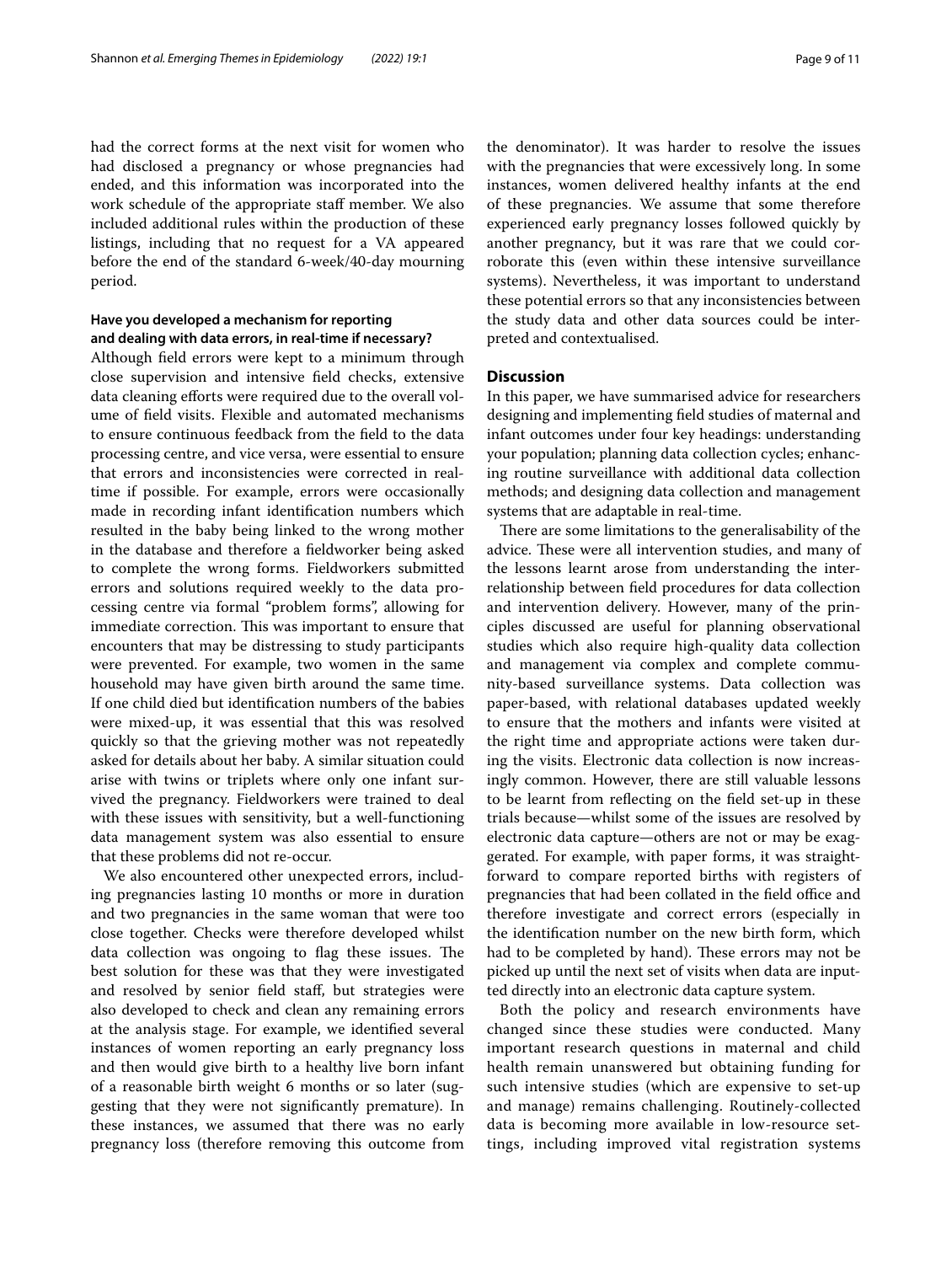had the correct forms at the next visit for women who had disclosed a pregnancy or whose pregnancies had ended, and this information was incorporated into the work schedule of the appropriate staff member. We also included additional rules within the production of these listings, including that no request for a VA appeared before the end of the standard 6-week/40-day mourning period.

### Have you developed a mechanism for reporting and dealing with data errors, in real-time if necessary?

Although field errors were kept to a minimum through close supervision and intensive field checks, extensive data cleaning efforts were required due to the overall volume of field visits. Flexible and automated mechanisms to ensure continuous feedback from the field to the data processing centre, and vice versa, were essential to ensure that errors and inconsistencies were corrected in real-time if possible. For example, errors were occasionally made in recording infant identification numbers which resulted in the baby being linked to the wrong mother in the database and therefore a fieldworker being asked to complete the wrong forms. Fieldworkers submitted errors and solutions required weekly to the data processing centre via formal "problem forms", allowing for immediate correction. This was important to ensure that encounters that may be distressing to study participants were prevented. For example, two women in the same household may have given birth around the same time. If one child died but identification numbers of the babies were mixed-up, it was essential that this was resolved quickly so that the grieving mother was not repeatedly asked for details about her baby. A similar situation could arise with twins or triplets where only one infant survived the pregnancy. Fieldworkers were trained to deal with these issues with sensitivity, but a well-functioning data management system was also essential to ensure that these problems did not re-occur.

We also encountered other unexpected errors, including pregnancies lasting 10 months or more in duration and two pregnancies in the same woman that were too close together. Checks were therefore developed whilst data collection was ongoing to flag these issues. The best solution for these was that they were investigated and resolved by senior field staff, but strategies were also developed to check and clean any remaining errors at the analysis stage. For example, we identified several instances of women reporting an early pregnancy loss and then would give birth to a healthy live born infant of a reasonable birth weight 6 months or so later (suggesting that they were not significantly premature). In these instances, we assumed that there was no early pregnancy loss (therefore removing this outcome from the denominator). It was harder to resolve the issues with the pregnancies that were excessively long. In some instances, women delivered healthy infants at the end of these pregnancies. We assume that some therefore experienced early pregnancy losses followed quickly by another pregnancy, but it was rare that we could corroborate this (even within these intensive surveillance systems). Nevertheless, it was important to understand these potential errors so that any inconsistencies between the study data and other data sources could be interpreted and contextualised.

## Discussion

In this paper, we have summarised advice for researchers designing and implementing field studies of maternal and infant outcomes under four key headings: understanding your population; planning data collection cycles; enhancing routine surveillance with additional data collection methods; and designing data collection and management systems that are adaptable in real-time.

There are some limitations to the generalisability of the advice. These were all intervention studies, and many of the lessons learnt arose from understanding the interrelationship between field procedures for data collection and intervention delivery. However, many of the principles discussed are useful for planning observational studies which also require high-quality data collection and management via complex and complete community-based surveillance systems. Data collection was paper-based, with relational databases updated weekly to ensure that the mothers and infants were visited at the right time and appropriate actions were taken during the visits. Electronic data collection is now increasingly common. However, there are still valuable lessons to be learnt from reflecting on the field set-up in these trials because—whilst some of the issues are resolved by electronic data capture—others are not or may be exaggerated. For example, with paper forms, it was straightforward to compare reported births with registers of pregnancies that had been collated in the field office and therefore investigate and correct errors (especially in the identification number on the new birth form, which had to be completed by hand). These errors may not be picked up until the next set of visits when data are inputted directly into an electronic data capture system.

Both the policy and research environments have changed since these studies were conducted. Many important research questions in maternal and child health remain unanswered but obtaining funding for such intensive studies (which are expensive to set-up and manage) remains challenging. Routinely-collected data is becoming more available in low-resource settings, including improved vital registration systems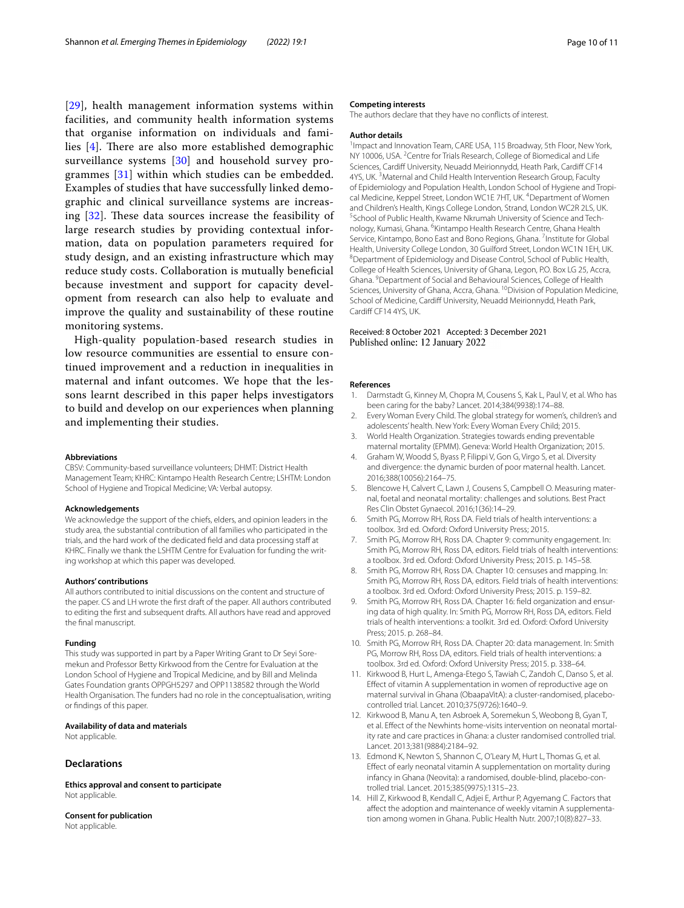[29], health management information systems within facilities, and community health information systems that organise information on individuals and families [4]. There are also more established demographic surveillance systems [30] and household survey programmes [31] within which studies can be embedded. Examples of studies that have successfully linked demographic and clinical surveillance systems are increasing [32]. These data sources increase the feasibility of large research studies by providing contextual information, data on population parameters required for study design, and an existing infrastructure which may reduce study costs. Collaboration is mutually beneficial because investment and support for capacity development from research can also help to evaluate and improve the quality and sustainability of these routine monitoring systems.

High-quality population-based research studies in low resource communities are essential to ensure continued improvement and a reduction in inequalities in maternal and infant outcomes. We hope that the lessons learnt described in this paper helps investigators to build and develop on our experiences when planning and implementing their studies.

#### Abbreviations

CBSV: Community-based surveillance volunteers; DHMT: District Health Management Team; KHRC: Kintampo Health Research Centre; LSHTM: London School of Hygiene and Tropical Medicine; VA: Verbal autopsy.

#### Acknowledgements

We acknowledge the support of the chiefs, elders, and opinion leaders in the study area, the substantial contribution of all families who participated in the trials, and the hard work of the dedicated field and data processing staff at KHRC. Finally we thank the LSHTM Centre for Evaluation for funding the writing workshop at which this paper was developed.

#### Authors' contributions

All authors contributed to initial discussions on the content and structure of the paper. CS and LH wrote the first draft of the paper. All authors contributed to editing the first and subsequent drafts. All authors have read and approved the final manuscript.

#### Funding

This study was supported in part by a Paper Writing Grant to Dr Seyi Soremekun and Professor Betty Kirkwood from the Centre for Evaluation at the London School of Hygiene and Tropical Medicine, and by Bill and Melinda Gates Foundation grants OPPGH5297 and OPP1138582 through the World Health Organisation. The funders had no role in the conceptualisation, writing or findings of this paper.

#### Availability of data and materials

Not applicable.

## Declarations

#### Ethics approval and consent to participate

Not applicable.

#### Consent for publication

Not applicable.

#### Competing interests

The authors declare that they have no conflicts of interest.

#### Author details

[1] Impact and Innovation Team, CARE USA, 115 Broadway, 5th Floor, New York, NY 10006, USA. [2] Centre for Trials Research, College of Biomedical and Life Sciences, Cardiff University, Neuadd Meirionnydd, Heath Park, Cardiff CF14 4YS, UK. [3] Maternal and Child Health Intervention Research Group, Faculty of Epidemiology and Population Health, London School of Hygiene and Tropical Medicine, Keppel Street, London WC1E 7HT, UK. [4] Department of Women and Children's Health, Kings College London, Strand, London WC2R 2LS, UK. [5] School of Public Health, Kwame Nkrumah University of Science and Technology, Kumasi, Ghana. [6] Kintampo Health Research Centre, Ghana Health Service, Kintampo, Bono East and Bono Regions, Ghana. [7] Institute for Global Health, University College London, 30 Guilford Street, London WC1N 1EH, UK. [8] Department of Epidemiology and Disease Control, School of Public Health, College of Health Sciences, University of Ghana, Legon, P.O. Box LG 25, Accra, Ghana. [9] Department of Social and Behavioural Sciences, College of Health Sciences, University of Ghana, Accra, Ghana. [10] Division of Population Medicine, School of Medicine, Cardiff University, Neuadd Meirionnydd, Heath Park, Cardiff CF14 4YS, UK.

Received: 8 October 2021 Accepted: 3 December 2021
Published online: 12 January 2022

#### References

1. Darmstadt G, Kinney M, Chopra M, Cousens S, Kak L, Paul V, et al. Who has been caring for the baby? Lancet. 2014;384(9938):174–88.
2. Every Woman Every Child. The global strategy for women's, children's and adolescents' health. New York: Every Woman Every Child; 2015.
3. World Health Organization. Strategies towards ending preventable maternal mortality (EPMM). Geneva: World Health Organization; 2015.
4. Graham W, Woodd S, Byass P, Filippi V, Gon G, Virgo S, et al. Diversity and divergence: the dynamic burden of poor maternal health. Lancet. 2016;388(10056):2164–75.
5. Blencowe H, Calvert C, Lawn J, Cousens S, Campbell O. Measuring maternal, foetal and neonatal mortality: challenges and solutions. Best Pract Res Clin Obstet Gynaecol. 2016;1(36):14–29.
6. Smith PG, Morrow RH, Ross DA. Field trials of health interventions: a toolbox. 3rd ed. Oxford: Oxford University Press; 2015.
7. Smith PG, Morrow RH, Ross DA. Chapter 9: community engagement. In: Smith PG, Morrow RH, Ross DA, editors. Field trials of health interventions: a toolbox. 3rd ed. Oxford: Oxford University Press; 2015. p. 145–58.
8. Smith PG, Morrow RH, Ross DA. Chapter 10: censuses and mapping. In: Smith PG, Morrow RH, Ross DA, editors. Field trials of health interventions: a toolbox. 3rd ed. Oxford: Oxford University Press; 2015. p. 159–82.
9. Smith PG, Morrow RH, Ross DA. Chapter 16: field organization and ensuring data of high quality. In: Smith PG, Morrow RH, Ross DA, editors. Field trials of health interventions: a toolkit. 3rd ed. Oxford: Oxford University Press; 2015. p. 268–84.
10. Smith PG, Morrow RH, Ross DA. Chapter 20: data management. In: Smith PG, Morrow RH, Ross DA, editors. Field trials of health interventions: a toolbox. 3rd ed. Oxford: Oxford University Press; 2015. p. 338–64.
11. Kirkwood B, Hurt L, Amenga-Etego S, Tawiah C, Zandoh C, Danso S, et al. Effect of vitamin A supplementation in women of reproductive age on maternal survival in Ghana (ObaapaVitA): a cluster-randomised, placebo-controlled trial. Lancet. 2010;375(9726):1640–9.
12. Kirkwood B, Manu A, ten Asbroek A, Soremekun S, Weobong B, Gyan T, et al. Effect of the Newhints home-visits intervention on neonatal mortality rate and care practices in Ghana: a cluster randomised controlled trial. Lancet. 2013;381(9884):2184–92.
13. Edmond K, Newton S, Shannon C, O'Leary M, Hurt L, Thomas G, et al. Effect of early neonatal vitamin A supplementation on mortality during infancy in Ghana (Neovita): a randomised, double-blind, placebo-controlled trial. Lancet. 2015;385(9975):1315–23.
14. Hill Z, Kirkwood B, Kendall C, Adjei E, Arthur P, Agyemang C. Factors that affect the adoption and maintenance of weekly vitamin A supplementation among women in Ghana. Public Health Nutr. 2007;10(8):827–33.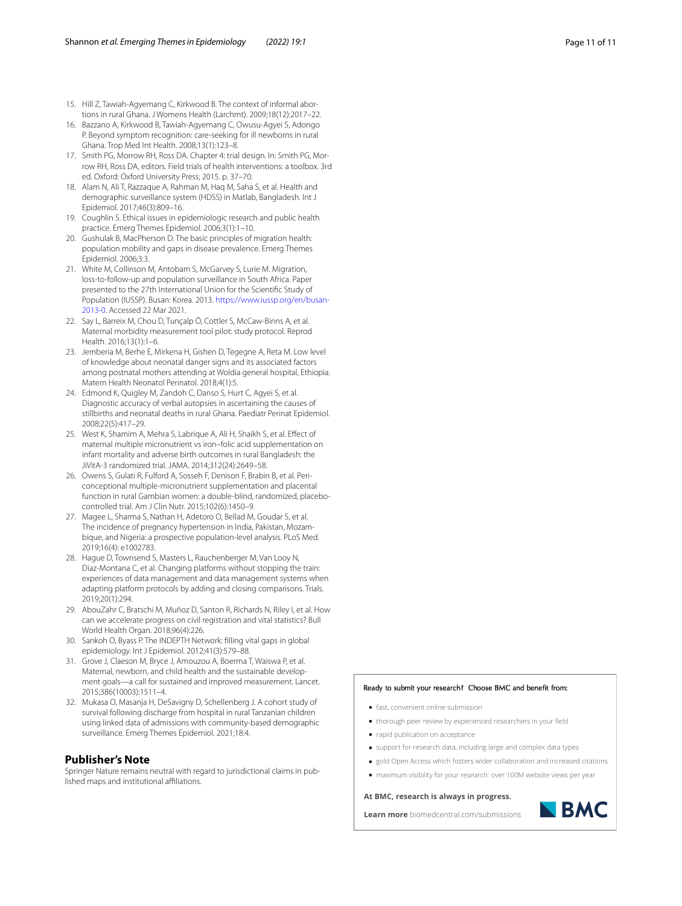15. Hill Z, Tawiah-Agyemang C, Kirkwood B. The context of informal abortions in rural Ghana. J Womens Health (Larchmt). 2009;18(12):2017–22.
16. Bazzano A, Kirkwood B, Tawiah-Agyemang C, Owusu-Agyei S, Adongo P. Beyond symptom recognition: care-seeking for ill newborns in rural Ghana. Trop Med Int Health. 2008;13(1):123–8.
17. Smith PG, Morrow RH, Ross DA. Chapter 4: trial design. In: Smith PG, Morrow RH, Ross DA, editors. Field trials of health interventions: a toolbox. 3rd ed. Oxford: Oxford University Press; 2015. p. 37–70.
18. Alam N, Ali T, Razzaque A, Rahman M, Haq M, Saha S, et al. Health and demographic surveillance system (HDSS) in Matlab, Bangladesh. Int J Epidemiol. 2017;46(3):809–16.
19. Coughlin S. Ethical issues in epidemiologic research and public health practice. Emerg Themes Epidemiol. 2006;3(1):1–10.
20. Gushulak B, MacPherson D. The basic principles of migration health: population mobility and gaps in disease prevalence. Emerg Themes Epidemiol. 2006;3:3.
21. White M, Collinson M, Antobam S, McGarvey S, Lurie M. Migration, loss-to-follow-up and population surveillance in South Africa. Paper presented to the 27th International Union for the Scientific Study of Population (IUSSP). Busan: Korea. 2013. https://www.iussp.org/en/busan-2013-0. Accessed 22 Mar 2021.
22. Say L, Barreix M, Chou D, Tunçalp Ö, Cottler S, McCaw-Binns A, et al. Maternal morbidity measurement tool pilot: study protocol. Reprod Health. 2016;13(1):1–6.
23. Jemberia M, Berhe E, Mirkena H, Gishen D, Tegegne A, Reta M. Low level of knowledge about neonatal danger signs and its associated factors among postnatal mothers attending at Woldia general hospital, Ethiopia. Matern Health Neonatol Perinatol. 2018;4(1):5.
24. Edmond K, Quigley M, Zandoh C, Danso S, Hurt C, Agyei S, et al. Diagnostic accuracy of verbal autopsies in ascertaining the causes of stillbirths and neonatal deaths in rural Ghana. Paediatr Perinat Epidemiol. 2008;22(5):417–29.
25. West K, Shamim A, Mehra S, Labrique A, Ali H, Shaikh S, et al. Effect of maternal multiple micronutrient vs iron–folic acid supplementation on infant mortality and adverse birth outcomes in rural Bangladesh: the JiVitA-3 randomized trial. JAMA. 2014;312(24):2649–58.
26. Owens S, Gulati R, Fulford A, Sosseh F, Denison F, Brabin B, et al. Periconceptional multiple-micronutrient supplementation and placental function in rural Gambian women: a double-blind, randomized, placebo-controlled trial. Am J Clin Nutr. 2015;102(6):1450–9.
27. Magee L, Sharma S, Nathan H, Adetoro O, Bellad M, Goudar S, et al. The incidence of pregnancy hypertension in India, Pakistan, Mozambique, and Nigeria: a prospective population-level analysis. PLoS Med. 2019;16(4): e1002783.
28. Hague D, Townsend S, Masters L, Rauchenberger M, Van Looy N, Diaz-Montana C, et al. Changing platforms without stopping the train: experiences of data management and data management systems when adapting platform protocols by adding and closing comparisons. Trials. 2019;20(1):294.
29. AbouZahr C, Bratschi M, Muñoz D, Santon R, Richards N, Riley I, et al. How can we accelerate progress on civil registration and vital statistics? Bull World Health Organ. 2018;96(4):226.
30. Sankoh O, Byass P. The INDEPTH Network: filling vital gaps in global epidemiology. Int J Epidemiol. 2012;41(3):579–88.
31. Grove J, Claeson M, Bryce J, Amouzou A, Boerma T, Waiswa P, et al. Maternal, newborn, and child health and the sustainable development goals—a call for sustained and improved measurement. Lancet. 2015;386(10003):1511–4.
32. Mukasa O, Masanja H, DeSavigny D, Schellenberg J. A cohort study of survival following discharge from hospital in rural Tanzanian children using linked data of admissions with community-based demographic surveillance. Emerg Themes Epidemiol. 2021;18:4.

## Publisher's Note

Springer Nature remains neutral with regard to jurisdictional claims in published maps and institutional affiliations.

Ready to submit your research? Choose BMC and benefit from:

- fast, convenient online submission
- thorough peer review by experienced researchers in your field
- rapid publication on acceptance
- support for research data, including large and complex data types
- gold Open Access which fosters wider collaboration and increased citations
- maximum visibility for your research: over 100M website views per year

**At BMC, research is always in progress.**

**Learn more** biomedcentral.com/submissions

BMC